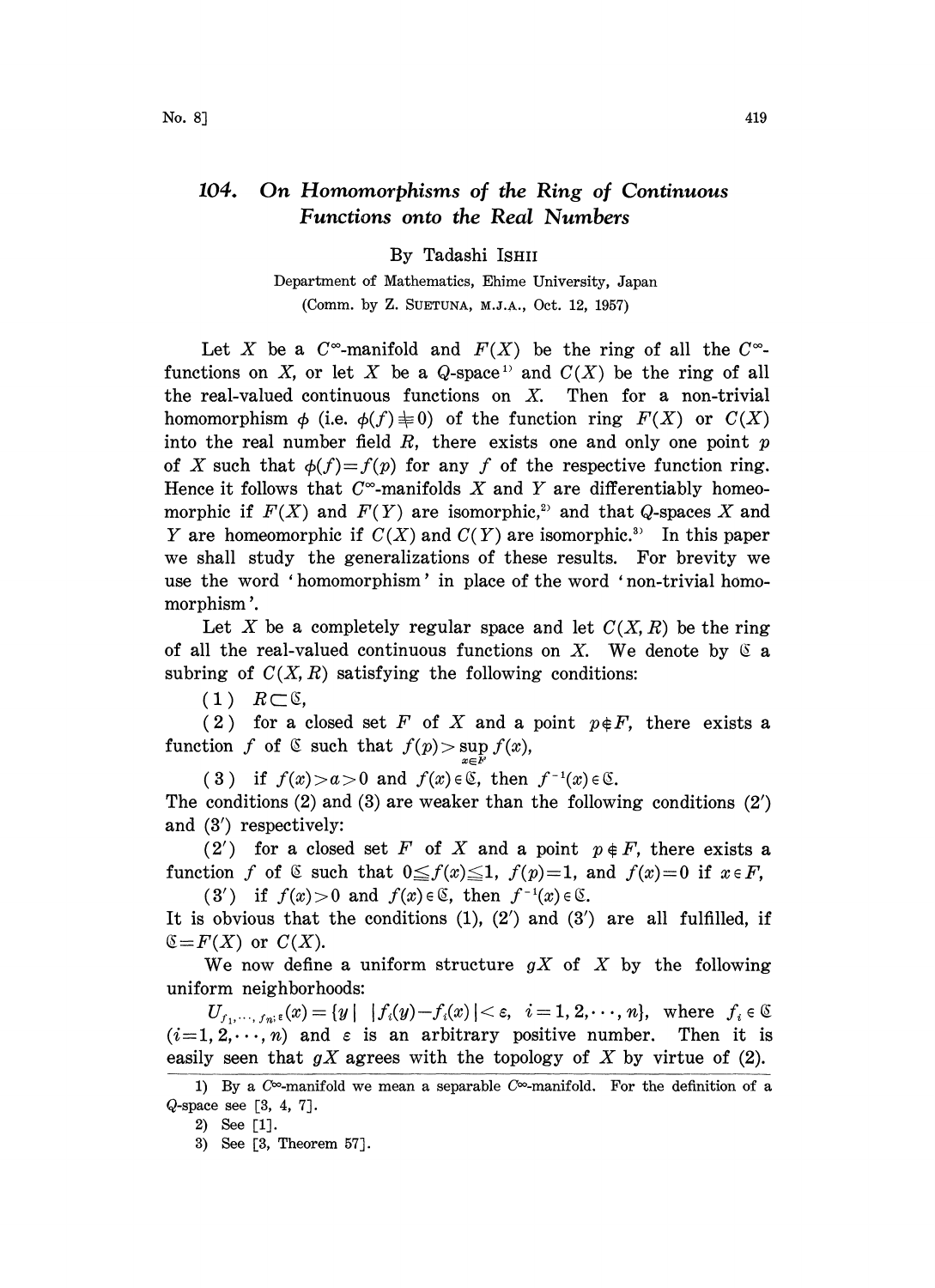# 104. On Homomorphisms of the Ring of Continuous Functions onto the Real Numbers

By Tadashi ISHII

Department of Mathematics, Ehime University, Japan

(Comm. by Z. SUETUNA, M.J.A., Oct. 12, 1957)

Let $X$ be a $C^\infty$-manifold and $F(X)$ be the ring of all the $C^\infty$-functions on $X$, or let $X$ be a $Q$-space[1] and $C(X)$ be the ring of all the real-valued continuous functions on $X$. Then for a non-trivial homomorphism $\phi$ (i.e. $\phi(f)\neq 0$) of the function ring $F(X)$ or $C(X)$ into the real number field $R$, there exists one and only one point $p$ of $X$ such that $\phi(f)=f(p)$ for any $f$ of the respective function ring. Hence it follows that $C^\infty$-manifolds $X$ and $Y$ are differentiably homeomorphic if $F(X)$ and $F(Y)$ are isomorphic,[2] and that $Q$-spaces $X$ and $Y$ are homeomorphic if $C(X)$ and $C(Y)$ are isomorphic.[3] In this paper we shall study the generalizations of these results. For brevity we use the word 'homomorphism' in place of the word 'non-trivial homomorphism'.

Let $X$ be a completely regular space and let $C(X, R)$ be the ring of all the real-valued continuous functions on $X$. We denote by $\mathfrak{C}$ a subring of $C(X, R)$ satisfying the following conditions:

(1) $R\subset\mathfrak{C}$,

(2) for a closed set $F$ of $X$ and a point $p\notin F$, there exists a function $f$ of $\mathfrak{C}$ such that $f(p)>\sup_{x\in F} f(x)$,

(3) if $f(x)>a>0$ and $f(x)\in\mathfrak{C}$, then $f^{-1}(x)\in\mathfrak{C}$.

The conditions (2) and (3) are weaker than the following conditions (2′) and (3′) respectively:

(2′) for a closed set $F$ of $X$ and a point $p\notin F$, there exists a function $f$ of $\mathfrak{C}$ such that $0\leqq f(x)\leqq 1$, $f(p)=1$, and $f(x)=0$ if $x\in F$,

(3′) if $f(x)>0$ and $f(x)\in\mathfrak{C}$, then $f^{-1}(x)\in\mathfrak{C}$.

It is obvious that the conditions (1), (2′) and (3′) are all fulfilled, if $\mathfrak{C}=F(X)$ or $C(X)$.

We now define a uniform structure $gX$ of $X$ by the following uniform neighborhoods:

$U_{f_1,\cdots,f_n;\varepsilon}(x)=\{y \mid |f_i(y)-f_i(x)|<\varepsilon,\ i=1,2,\cdots,n\}$, where $f_i\in\mathfrak{C}$ $(i=1,2,\cdots,n)$ and $\varepsilon$ is an arbitrary positive number. Then it is easily seen that $gX$ agrees with the topology of $X$ by virtue of (2).

---

1) By a $C^\infty$-manifold we mean a separable $C^\infty$-manifold. For the definition of a $Q$-space see [3, 4, 7].

2) See [1].

3) See [3, Theorem 57].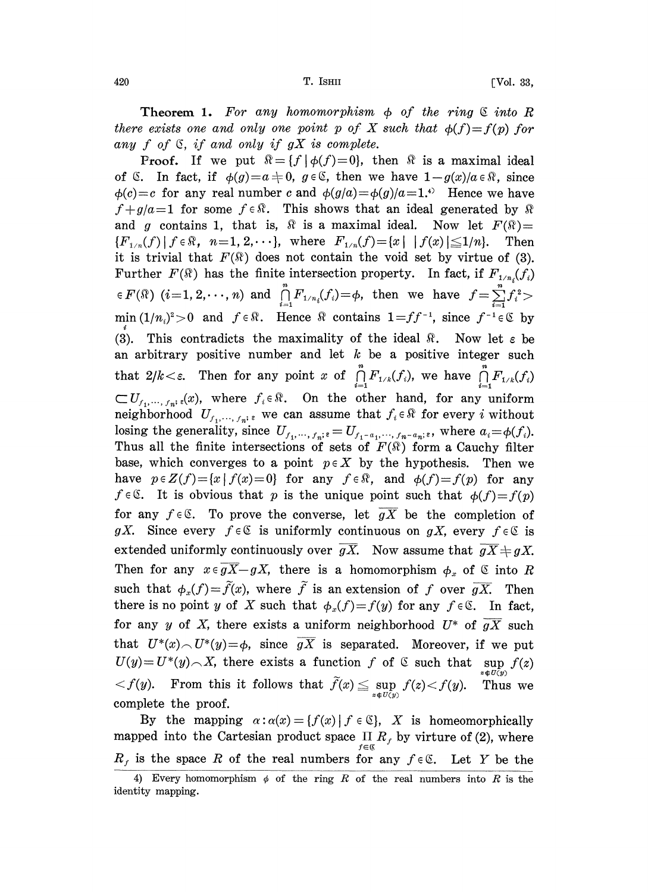**Theorem 1.** *For any homomorphism $\phi$ of the ring $\mathfrak{C}$ into $R$ there exists one and only one point $p$ of $X$ such that $\phi(f)=f(p)$ for any $f$ of $\mathfrak{C}$, if and only if $gX$ is complete.*

**Proof.** If we put $\mathfrak{R}=\{f \mid \phi(f)=0\}$, then $\mathfrak{R}$ is a maximal ideal of $\mathfrak{C}$. In fact, if $\phi(g)=a\neq 0$, $g\in\mathfrak{C}$, then we have $1-g(x)/a\in\mathfrak{R}$, since $\phi(c)=c$ for any real number $c$ and $\phi(g/a)=\phi(g)/a=1$.[4] Hence we have $f+g/a=1$ for some $f\in\mathfrak{R}$. This shows that an ideal generated by $\mathfrak{R}$ and $g$ contains 1, that is, $\mathfrak{R}$ is a maximal ideal. Now let $F(\mathfrak{R})=\{F_{1/n}(f) \mid f\in\mathfrak{R},\ n=1,2,\cdots\}$, where $F_{1/n}(f)=\{x \mid |f(x)|\leqq 1/n\}$. Then it is trivial that $F(\mathfrak{R})$ does not contain the void set by virtue of (3). Further $F(\mathfrak{R})$ has the finite intersection property. In fact, if $F_{1/n_i}(f_i)\in F(\mathfrak{R})$ $(i=1,2,\cdots,n)$ and $\bigcap_{i=1}^{n} F_{1/n_i}(f_i)=\phi$, then we have $f=\sum_{i=1}^{n} f_i^2>\min_i (1/n_i)^2>0$ and $f\in\mathfrak{R}$. Hence $\mathfrak{R}$ contains $1=ff^{-1}$, since $f^{-1}\in\mathfrak{C}$ by (3). This contradicts the maximality of the ideal $\mathfrak{R}$. Now let $\varepsilon$ be an arbitrary positive number and let $k$ be a positive integer such that $2/k<\varepsilon$. Then for any point $x$ of $\bigcap_{i=1}^{n} F_{1/k}(f_i)$, we have $\bigcap_{i=1}^{n} F_{1/k}(f_i)\subset U_{f_1,\cdots,f_n;\varepsilon}(x)$, where $f_i\in\mathfrak{R}$. On the other hand, for any uniform neighborhood $U_{f_1,\cdots,f_n;\varepsilon}$ we can assume that $f_i\in\mathfrak{R}$ for every $i$ without losing the generality, since $U_{f_1,\cdots,f_n;\varepsilon}=U_{f_1-a_1,\cdots,f_n-a_n;\varepsilon}$, where $a_i=\phi(f_i)$. Thus all the finite intersections of sets of $F(\mathfrak{R})$ form a Cauchy filter base, which converges to a point $p\in X$ by the hypothesis. Then we have $p\in Z(f)=\{x \mid f(x)=0\}$ for any $f\in\mathfrak{R}$, and $\phi(f)=f(p)$ for any $f\in\mathfrak{C}$. It is obvious that $p$ is the unique point such that $\phi(f)=f(p)$ for any $f\in\mathfrak{C}$. To prove the converse, let $\overline{gX}$ be the completion of $gX$. Since every $f\in\mathfrak{C}$ is uniformly continuous on $gX$, every $f\in\mathfrak{C}$ is extended uniformly continuously over $\overline{gX}$. Now assume that $\overline{gX}\neq gX$. Then for any $x\in\overline{gX}-gX$, there is a homomorphism $\phi_x$ of $\mathfrak{C}$ into $R$ such that $\phi_x(f)=\tilde{f}(x)$, where $\tilde{f}$ is an extension of $f$ over $\overline{gX}$. Then there is no point $y$ of $X$ such that $\phi_x(f)=f(y)$ for any $f\in\mathfrak{C}$. In fact, for any $y$ of $X$, there exists a uniform neighborhood $U^*$ of $\overline{gX}$ such that $U^*(x)\frown U^*(y)=\phi$, since $\overline{gX}$ is separated. Moreover, if we put $U(y)=U^*(y)\frown X$, there exists a function $f$ of $\mathfrak{C}$ such that $\sup_{z\notin U(y)} f(z)<f(y)$. From this it follows that $\tilde{f}(x)\leqq \sup_{z\notin U(y)} f(z)<f(y)$. Thus we complete the proof.

By the mapping $\alpha:\alpha(x)=\{f(x) \mid f\in\mathfrak{C}\}$, $X$ is homeomorphically mapped into the Cartesian product space $\prod_{f\in\mathfrak{C}} R_f$ by virtue of (2), where $R_f$ is the space $R$ of the real numbers for any $f\in\mathfrak{C}$. Let $Y$ be the

4) Every homomorphism $\phi$ of the ring $R$ of the real numbers into $R$ is the identity mapping.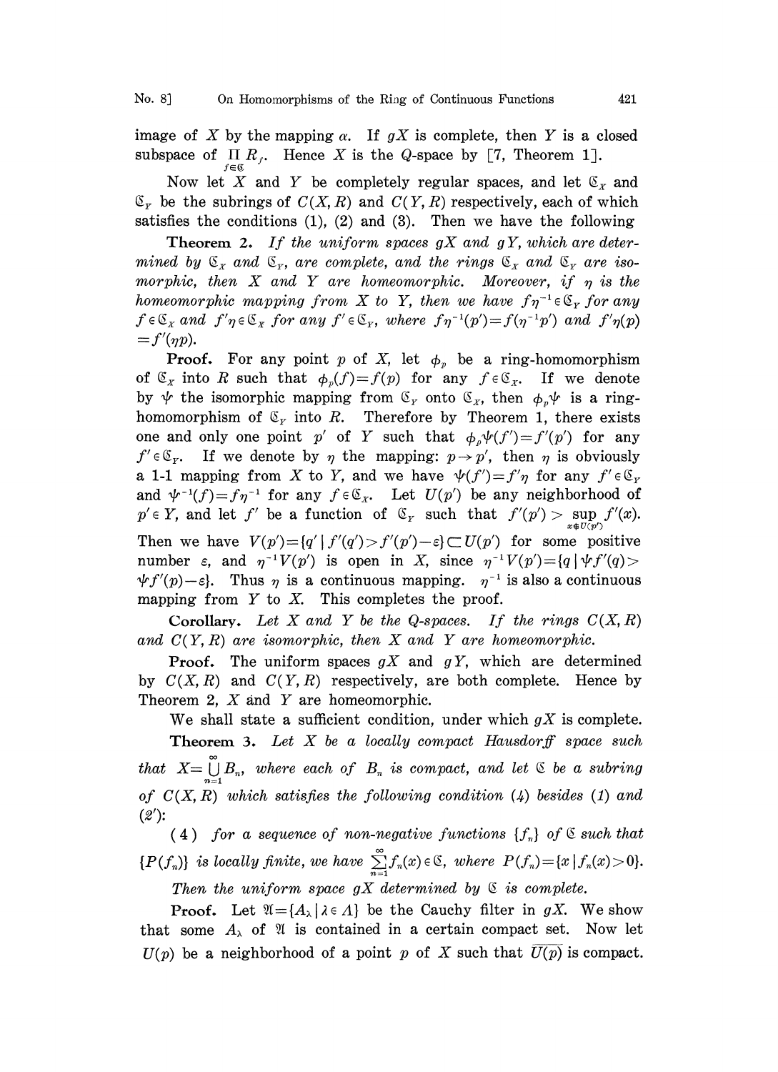image of $X$ by the mapping $\alpha$. If $gX$ is complete, then $Y$ is a closed subspace of $\prod_{f\in\mathfrak{C}} R_f$. Hence $X$ is the $Q$-space by [7, Theorem 1].

Now let $X$ and $Y$ be completely regular spaces, and let $\mathfrak{C}_X$ and $\mathfrak{C}_Y$ be the subrings of $C(X, R)$ and $C(Y, R)$ respectively, each of which satisfies the conditions (1), (2) and (3). Then we have the following

**Theorem 2.** *If the uniform spaces $gX$ and $gY$, which are determined by $\mathfrak{C}_X$ and $\mathfrak{C}_Y$, are complete, and the rings $\mathfrak{C}_X$ and $\mathfrak{C}_Y$ are isomorphic, then $X$ and $Y$ are homeomorphic. Moreover, if $\eta$ is the homeomorphic mapping from $X$ to $Y$, then we have $f\eta^{-1}\in\mathfrak{C}_Y$ for any $f\in\mathfrak{C}_X$ and $f'\eta\in\mathfrak{C}_X$ for any $f'\in\mathfrak{C}_Y$, where $f\eta^{-1}(p')=f(\eta^{-1}p')$ and $f'\eta(p)=f'(\eta p)$.*

**Proof.** For any point $p$ of $X$, let $\phi_p$ be a ring-homomorphism of $\mathfrak{C}_X$ into $R$ such that $\phi_p(f)=f(p)$ for any $f\in\mathfrak{C}_X$. If we denote by $\psi$ the isomorphic mapping from $\mathfrak{C}_Y$ onto $\mathfrak{C}_X$, then $\phi_p\psi$ is a ring-homomorphism of $\mathfrak{C}_Y$ into $R$. Therefore by Theorem 1, there exists one and only one point $p'$ of $Y$ such that $\phi_p\psi(f')=f'(p')$ for any $f'\in\mathfrak{C}_Y$. If we denote by $\eta$ the mapping: $p\to p'$, then $\eta$ is obviously a 1-1 mapping from $X$ to $Y$, and we have $\psi(f')=f'\eta$ for any $f'\in\mathfrak{C}_Y$ and $\psi^{-1}(f)=f\eta^{-1}$ for any $f\in\mathfrak{C}_X$. Let $U(p')$ be any neighborhood of $p'\in Y$, and let $f'$ be a function of $\mathfrak{C}_Y$ such that $f'(p')>\sup_{x\notin U(p')} f'(x)$. Then we have $V(p')=\{q'\mid f'(q')>f'(p')-\varepsilon\}\subset U(p')$ for some positive number $\varepsilon$, and $\eta^{-1}V(p')$ is open in $X$, since $\eta^{-1}V(p')=\{q\mid \psi f'(q)>\psi f'(p)-\varepsilon\}$. Thus $\eta$ is a continuous mapping. $\eta^{-1}$ is also a continuous mapping from $Y$ to $X$. This completes the proof.

**Corollary.** *Let $X$ and $Y$ be the $Q$-spaces. If the rings $C(X, R)$ and $C(Y, R)$ are isomorphic, then $X$ and $Y$ are homeomorphic.*

**Proof.** The uniform spaces $gX$ and $gY$, which are determined by $C(X, R)$ and $C(Y, R)$ respectively, are both complete. Hence by Theorem 2, $X$ and $Y$ are homeomorphic.

We shall state a sufficient condition, under which $gX$ is complete.

**Theorem 3.** *Let $X$ be a locally compact Hausdorff space such that $X=\bigcup_{n=1}^{\infty} B_n$, where each of $B_n$ is compact, and let $\mathfrak{C}$ be a subring of $C(X, R)$ which satisfies the following condition (4) besides (1) and (2'):*

(4) *for a sequence of non-negative functions $\{f_n\}$ of $\mathfrak{C}$ such that $\{P(f_n)\}$ is locally finite, we have $\sum_{n=1}^{\infty} f_n(x)\in\mathfrak{C}$, where $P(f_n)=\{x\mid f_n(x)>0\}$.*

*Then the uniform space $gX$ determined by $\mathfrak{C}$ is complete.*

**Proof.** Let $\mathfrak{A}=\{A_\lambda\mid\lambda\in\Lambda\}$ be the Cauchy filter in $gX$. We show that some $A_\lambda$ of $\mathfrak{A}$ is contained in a certain compact set. Now let $U(p)$ be a neighborhood of a point $p$ of $X$ such that $\overline{U(p)}$ is compact.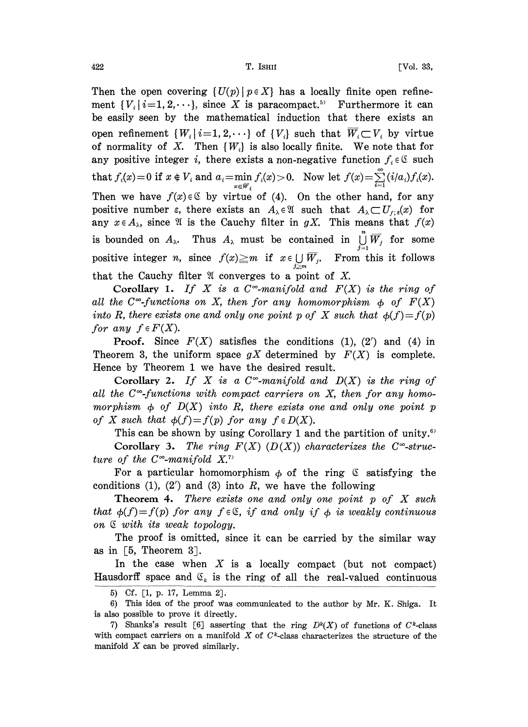Then the open covering $\{U(p) \mid p \in X\}$ has a locally finite open refinement $\{V_i \mid i=1, 2, \cdots\}$, since $X$ is paracompact.[5] Furthermore it can be easily seen by the mathematical induction that there exists an open refinement $\{W_i \mid i=1, 2, \cdots\}$ of $\{V_i\}$ such that $\overline{W}_i \subset V_i$ by virtue of normality of $X$. Then $\{W_i\}$ is also locally finite. We note that for any positive integer $i$, there exists a non-negative function $f_i \in \mathfrak{C}$ such that $f_i(x)=0$ if $x \notin V_i$ and $a_i = \min_{x \in \overline{W}_i} f_i(x) > 0$. Now let $f(x) = \sum_{i=1}^{\infty} (i/a_i) f_i(x)$. Then we have $f(x) \in \mathfrak{C}$ by virtue of (4). On the other hand, for any positive number $\varepsilon$, there exists an $A_\lambda \in \mathfrak{A}$ such that $A_\lambda \subset U_{f;\varepsilon}(x)$ for any $x \in A_\lambda$, since $\mathfrak{A}$ is the Cauchy filter in $gX$. This means that $f(x)$ is bounded on $A_\lambda$. Thus $A_\lambda$ must be contained in $\bigcup_{j=1}^{n} \overline{W}_j$ for some positive integer $n$, since $f(x) \geqq m$ if $x \in \bigcup_{j \geqq m} \overline{W}_j$. From this it follows that the Cauchy filter $\mathfrak{A}$ converges to a point of $X$.

**Corollary 1.** *If $X$ is a $C^\infty$-manifold and $F(X)$ is the ring of all the $C^\infty$-functions on $X$, then for any homomorphism $\phi$ of $F(X)$ into $R$, there exists one and only one point $p$ of $X$ such that $\phi(f)=f(p)$ for any $f \in F(X)$.*

**Proof.** Since $F(X)$ satisfies the conditions (1), (2′) and (4) in Theorem 3, the uniform space $gX$ determined by $F(X)$ is complete. Hence by Theorem 1 we have the desired result.

**Corollary 2.** *If $X$ is a $C^\infty$-manifold and $D(X)$ is the ring of all the $C^\infty$-functions with compact carriers on $X$, then for any homomorphism $\phi$ of $D(X)$ into $R$, there exists one and only one point $p$ of $X$ such that $\phi(f)=f(p)$ for any $f \in D(X)$.*

This can be shown by using Corollary 1 and the partition of unity.[6]

**Corollary 3.** *The ring $F(X)$ $(D(X))$ characterizes the $C^\infty$-structure of the $C^\infty$-manifold $X$.*[7]

For a particular homomorphism $\phi$ of the ring $\mathfrak{C}$ satisfying the conditions (1), (2′) and (3) into $R$, we have the following

**Theorem 4.** *There exists one and only one point $p$ of $X$ such that $\phi(f)=f(p)$ for any $f \in \mathfrak{C}$, if and only if $\phi$ is weakly continuous on $\mathfrak{C}$ with its weak topology.*

The proof is omitted, since it can be carried by the similar way as in [5, Theorem 3].

In the case when $X$ is a locally compact (but not compact) Hausdorff space and $\mathfrak{C}_k$ is the ring of all the real-valued continuous

---

5) Cf. [1, p. 17, Lemma 2].

6) This idea of the proof was communicated to the author by Mr. K. Shiga. It is also possible to prove it directly.

7) Shanks's result [6] asserting that the ring $D^k(X)$ of functions of $C^k$-class with compact carriers on a manifold $X$ of $C^k$-class characterizes the structure of the manifold $X$ can be proved similarly.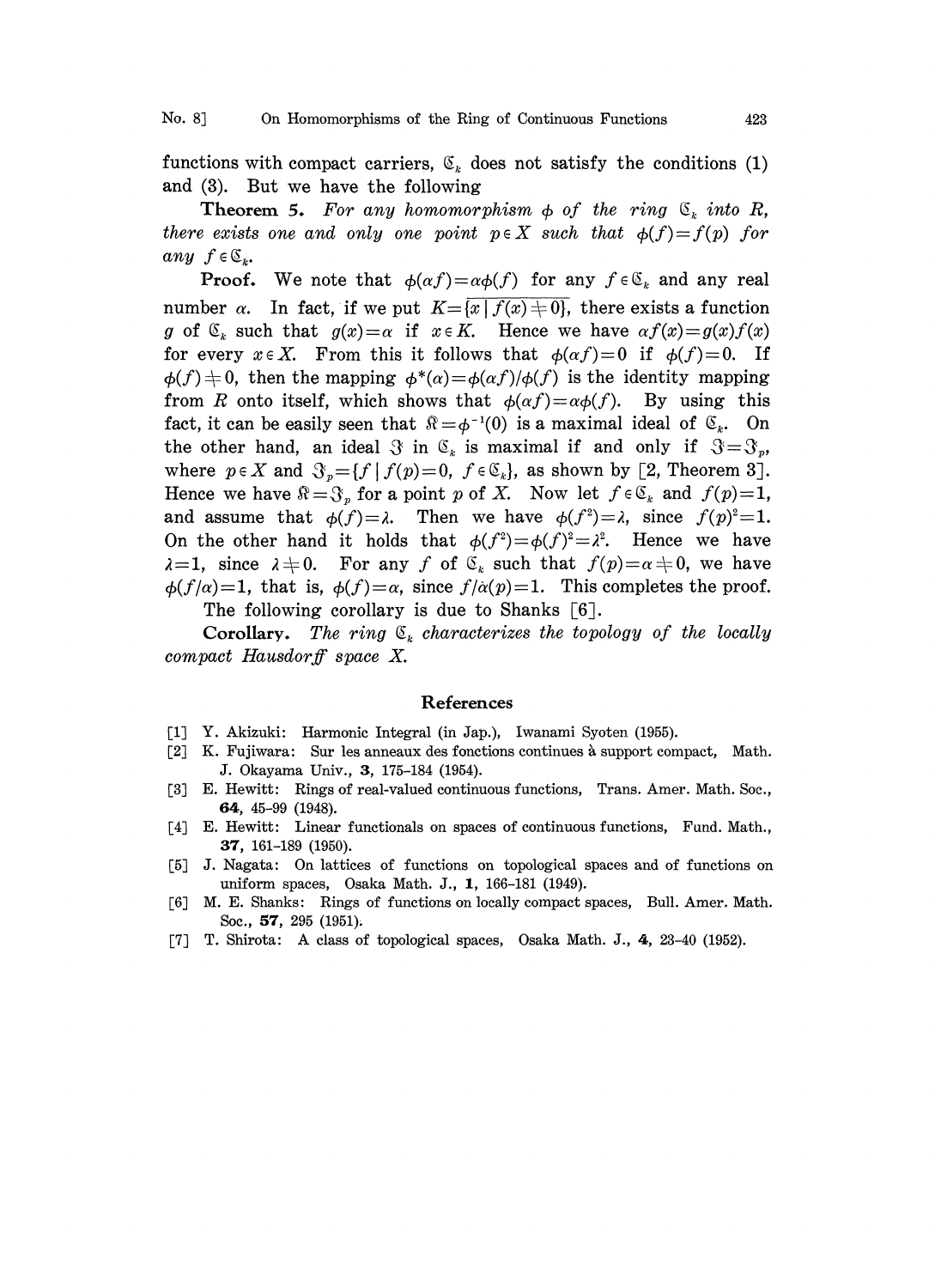functions with compact carriers, $\mathfrak{C}_k$ does not satisfy the conditions (1) and (3). But we have the following

**Theorem 5.** *For any homomorphism $\phi$ of the ring $\mathfrak{C}_k$ into $R$, there exists one and only one point $p \in X$ such that $\phi(f) = f(p)$ for any $f \in \mathfrak{C}_k$.*

**Proof.** We note that $\phi(\alpha f) = \alpha\phi(f)$ for any $f \in \mathfrak{C}_k$ and any real number $\alpha$. In fact, if we put $K = \overline{\{x \mid f(x) \neq 0\}}$, there exists a function $g$ of $\mathfrak{C}_k$ such that $g(x) = \alpha$ if $x \in K$. Hence we have $\alpha f(x) = g(x) f(x)$ for every $x \in X$. From this it follows that $\phi(\alpha f) = 0$ if $\phi(f) = 0$. If $\phi(f) \neq 0$, then the mapping $\phi^*(\alpha) = \phi(\alpha f)/\phi(f)$ is the identity mapping from $R$ onto itself, which shows that $\phi(\alpha f) = \alpha \phi(f)$. By using this fact, it can be easily seen that $\mathfrak{R} = \phi^{-1}(0)$ is a maximal ideal of $\mathfrak{C}_k$. On the other hand, an ideal $\mathfrak{J}$ in $\mathfrak{C}_k$ is maximal if and only if $\mathfrak{J} = \mathfrak{J}_p$, where $p \in X$ and $\mathfrak{J}_p = \{f \mid f(p) = 0,\ f \in \mathfrak{C}_k\}$, as shown by [2, Theorem 3]. Hence we have $\mathfrak{R} = \mathfrak{J}_p$ for a point $p$ of $X$. Now let $f \in \mathfrak{C}_k$ and $f(p) = 1$, and assume that $\phi(f) = \lambda$. Then we have $\phi(f^2) = \lambda$, since $f(p)^2 = 1$. On the other hand it holds that $\phi(f^2) = \phi(f)^2 = \lambda^2$. Hence we have $\lambda = 1$, since $\lambda \neq 0$. For any $f$ of $\mathfrak{C}_k$ such that $f(p) = \alpha \neq 0$, we have $\phi(f/\alpha) = 1$, that is, $\phi(f) = \alpha$, since $f/\alpha(p) = 1$. This completes the proof.

The following corollary is due to Shanks [6].

**Corollary.** *The ring $\mathfrak{C}_k$ characterizes the topology of the locally compact Hausdorff space $X$.*

## References

[1] Y. Akizuki: Harmonic Integral (in Jap.), Iwanami Syoten (1955).

[2] K. Fujiwara: Sur les anneaux des fonctions continues à support compact, Math. J. Okayama Univ., **3**, 175–184 (1954).

[3] E. Hewitt: Rings of real-valued continuous functions, Trans. Amer. Math. Soc., **64**, 45–99 (1948).

[4] E. Hewitt: Linear functionals on spaces of continuous functions, Fund. Math., **37**, 161–189 (1950).

[5] J. Nagata: On lattices of functions on topological spaces and of functions on uniform spaces, Osaka Math. J., **1**, 166–181 (1949).

[6] M. E. Shanks: Rings of functions on locally compact spaces, Bull. Amer. Math. Soc., **57**, 295 (1951).

[7] T. Shirota: A class of topological spaces, Osaka Math. J., **4**, 23–40 (1952).